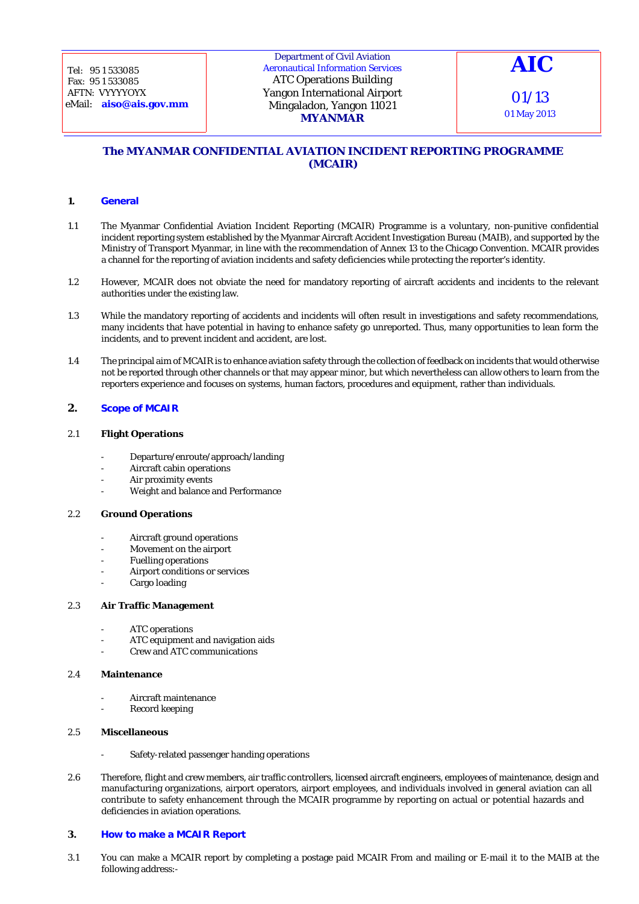Tel: 95 1 533085
Fax: 95 1 533085
AFTN: VYYYYOYX
eMail: **aiso@ais.gov.mm**

Department of Civil Aviation
Aeronautical Information Services
ATC Operations Building
Yangon International Airport
Mingaladon, Yangon 11021
**MYANMAR**

**AIC**

01/13
01 May 2013

## The MYANMAR CONFIDENTIAL AVIATION INCIDENT REPORTING PROGRAMME (MCAIR)

### 1. General

1.1 The Myanmar Confidential Aviation Incident Reporting (MCAIR) Programme is a voluntary, non-punitive confidential incident reporting system established by the Myanmar Aircraft Accident Investigation Bureau (MAIB), and supported by the Ministry of Transport Myanmar, in line with the recommendation of Annex 13 to the Chicago Convention. MCAIR provides a channel for the reporting of aviation incidents and safety deficiencies while protecting the reporter's identity.

1.2 However, MCAIR does not obviate the need for mandatory reporting of aircraft accidents and incidents to the relevant authorities under the existing law.

1.3 While the mandatory reporting of accidents and incidents will often result in investigations and safety recommendations, many incidents that have potential in having to enhance safety go unreported. Thus, many opportunities to lean form the incidents, and to prevent incident and accident, are lost.

1.4 The principal aim of MCAIR is to enhance aviation safety through the collection of feedback on incidents that would otherwise not be reported through other channels or that may appear minor, but which nevertheless can allow others to learn from the reporters experience and focuses on systems, human factors, procedures and equipment, rather than individuals.

### 2. Scope of MCAIR

2.1 **Flight Operations**

- Departure/enroute/approach/landing
- Aircraft cabin operations
- Air proximity events
- Weight and balance and Performance

2.2 **Ground Operations**

- Aircraft ground operations
- Movement on the airport
- Fuelling operations
- Airport conditions or services
- Cargo loading

2.3 **Air Traffic Management**

- ATC operations
- ATC equipment and navigation aids
- Crew and ATC communications

2.4 **Maintenance**

- Aircraft maintenance
- Record keeping

2.5 **Miscellaneous**

- Safety-related passenger handing operations

2.6 Therefore, flight and crew members, air traffic controllers, licensed aircraft engineers, employees of maintenance, design and manufacturing organizations, airport operators, airport employees, and individuals involved in general aviation can all contribute to safety enhancement through the MCAIR programme by reporting on actual or potential hazards and deficiencies in aviation operations.

### 3. How to make a MCAIR Report

3.1 You can make a MCAIR report by completing a postage paid MCAIR From and mailing or E-mail it to the MAIB at the following address:-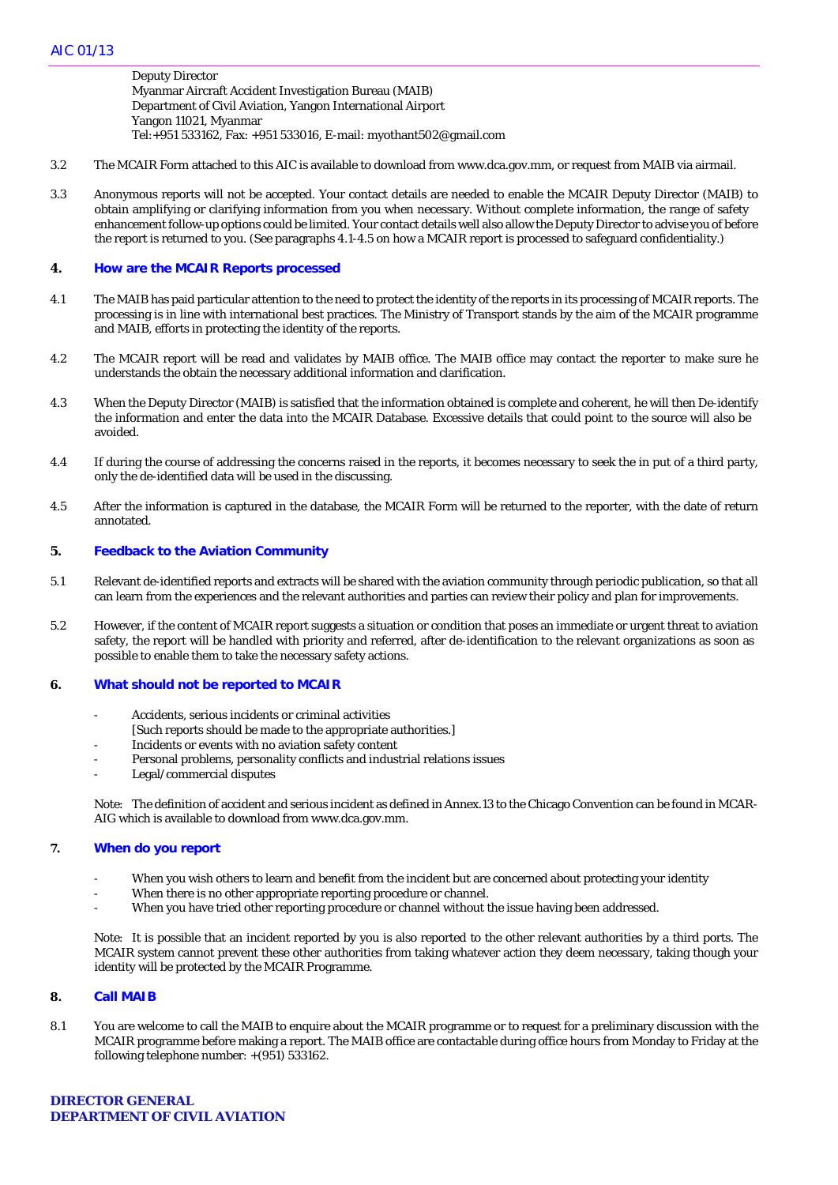Deputy Director
Myanmar Aircraft Accident Investigation Bureau (MAIB)
Department of Civil Aviation, Yangon International Airport
Yangon 11021, Myanmar
Tel:+951 533162, Fax: +951 533016, E-mail: myothant502@gmail.com

3.2 The MCAIR Form attached to this AIC is available to download from www.dca.gov.mm, or request from MAIB via airmail.

3.3 Anonymous reports will not be accepted. Your contact details are needed to enable the MCAIR Deputy Director (MAIB) to obtain amplifying or clarifying information from you when necessary. Without complete information, the range of safety enhancement follow-up options could be limited. Your contact details well also allow the Deputy Director to advise you of before the report is returned to you. (See paragraphs 4.1-4.5 on how a MCAIR report is processed to safeguard confidentiality.)

## 4. How are the MCAIR Reports processed

4.1 The MAIB has paid particular attention to the need to protect the identity of the reports in its processing of MCAIR reports. The processing is in line with international best practices. The Ministry of Transport stands by the aim of the MCAIR programme and MAIB, efforts in protecting the identity of the reports.

4.2 The MCAIR report will be read and validates by MAIB office. The MAIB office may contact the reporter to make sure he understands the obtain the necessary additional information and clarification.

4.3 When the Deputy Director (MAIB) is satisfied that the information obtained is complete and coherent, he will then De-identify the information and enter the data into the MCAIR Database. Excessive details that could point to the source will also be avoided.

4.4 If during the course of addressing the concerns raised in the reports, it becomes necessary to seek the in put of a third party, only the de-identified data will be used in the discussing.

4.5 After the information is captured in the database, the MCAIR Form will be returned to the reporter, with the date of return annotated.

## 5. Feedback to the Aviation Community

5.1 Relevant de-identified reports and extracts will be shared with the aviation community through periodic publication, so that all can learn from the experiences and the relevant authorities and parties can review their policy and plan for improvements.

5.2 However, if the content of MCAIR report suggests a situation or condition that poses an immediate or urgent threat to aviation safety, the report will be handled with priority and referred, after de-identification to the relevant organizations as soon as possible to enable them to take the necessary safety actions.

## 6. What should not be reported to MCAIR

- Accidents, serious incidents or criminal activities
  [Such reports should be made to the appropriate authorities.]
- Incidents or events with no aviation safety content
- Personal problems, personality conflicts and industrial relations issues
- Legal/commercial disputes

Note: The definition of accident and serious incident as defined in Annex.13 to the Chicago Convention can be found in MCAR-AIG which is available to download from www.dca.gov.mm.

## 7. When do you report

- When you wish others to learn and benefit from the incident but are concerned about protecting your identity
- When there is no other appropriate reporting procedure or channel.
- When you have tried other reporting procedure or channel without the issue having been addressed.

Note: It is possible that an incident reported by you is also reported to the other relevant authorities by a third ports. The MCAIR system cannot prevent these other authorities from taking whatever action they deem necessary, taking though your identity will be protected by the MCAIR Programme.

## 8. Call MAIB

8.1 You are welcome to call the MAIB to enquire about the MCAIR programme or to request for a preliminary discussion with the MCAIR programme before making a report. The MAIB office are contactable during office hours from Monday to Friday at the following telephone number: +(951) 533162.

**DIRECTOR GENERAL**
**DEPARTMENT OF CIVIL AVIATION**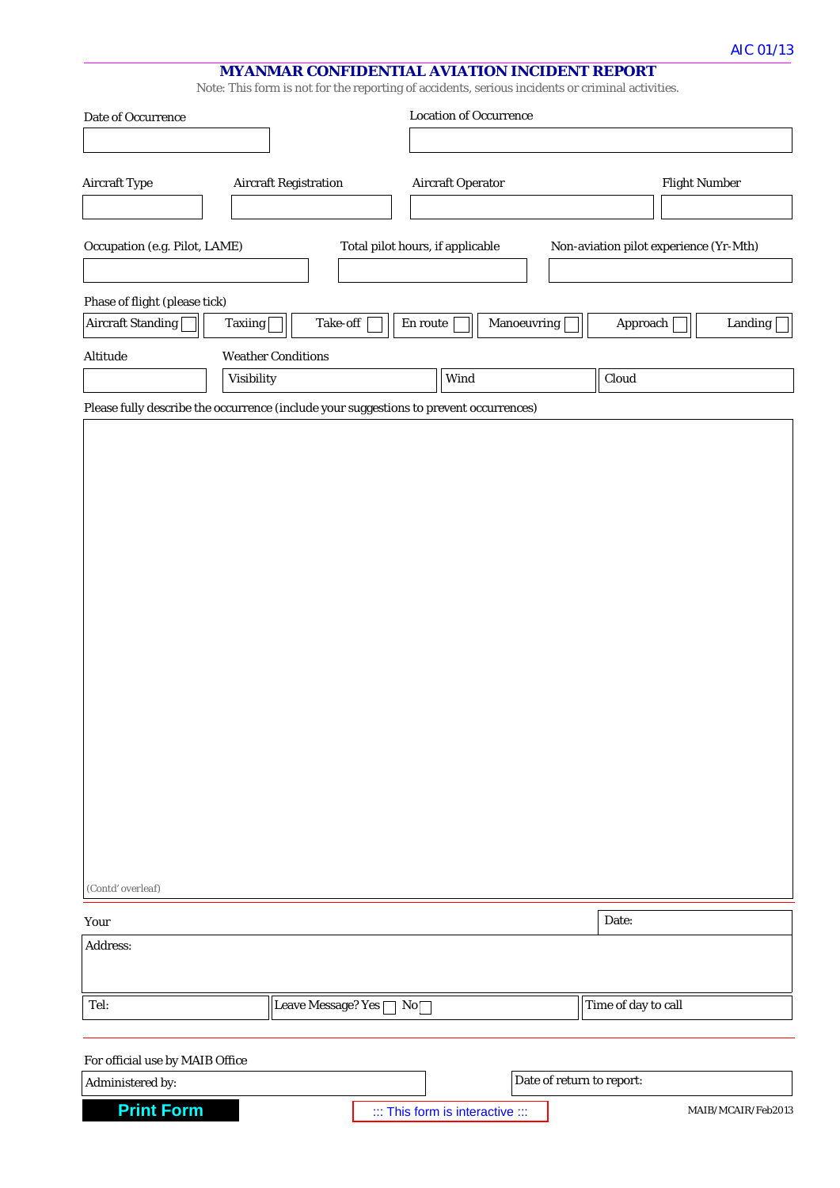AIC 01/13

# MYANMAR CONFIDENTIAL AVIATION INCIDENT REPORT

Note: This form is not for the reporting of accidents, serious incidents or criminal activities.

| Date of Occurrence | Location of Occurrence |
|---|---|
| | |

| Aircraft Type | Aircraft Registration | Aircraft Operator | Flight Number |
|---|---|---|---|
| | | | |

| Occupation (e.g. Pilot, LAME) | Total pilot hours, if applicable | Non-aviation pilot experience (Yr-Mth) |
|---|---|---|
| | | |

Phase of flight (please tick)

| Aircraft Standing ☐ | Taxiing ☐ | Take-off ☐ | En route ☐ | Manoeuvring ☐ | Approach ☐ | Landing ☐ |
|---|---|---|---|---|---|---|

| Altitude | Weather Conditions | | |
|---|---|---|---|
| | Visibility | Wind | Cloud |

Please fully describe the occurrence (include your suggestions to prevent occurrences)

(Contd' overleaf)

| Your | Date: |
|---|---|
| Address: | |

| Tel: | Leave Message? Yes ☐ No ☐ | Time of day to call |
|---|---|---|

For official use by MAIB Office

| Administered by: | Date of return to report: |
|---|---|

Print Form

::: This form is interactive :::

MAIB/MCAIR/Feb2013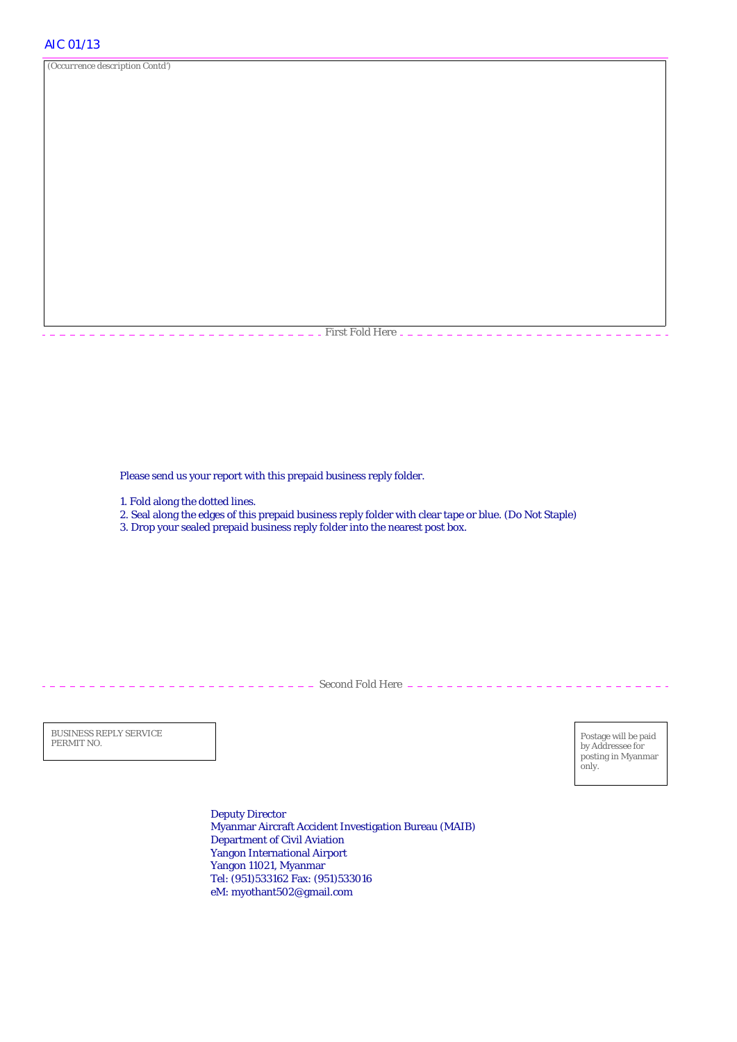(Occurrence description Contd')

First Fold Here

Please send us your report with this prepaid business reply folder.

1. Fold along the dotted lines.
2. Seal along the edges of this prepaid business reply folder with clear tape or blue. (Do Not Staple)
3. Drop your sealed prepaid business reply folder into the nearest post box.

Second Fold Here

BUSINESS REPLY SERVICE
PERMIT NO.

Postage will be paid by Addressee for posting in Myanmar only.

Deputy Director
Myanmar Aircraft Accident Investigation Bureau (MAIB)
Department of Civil Aviation
Yangon International Airport
Yangon 11021, Myanmar
Tel: (951)533162 Fax: (951)533016
eM: myothant502@gmail.com